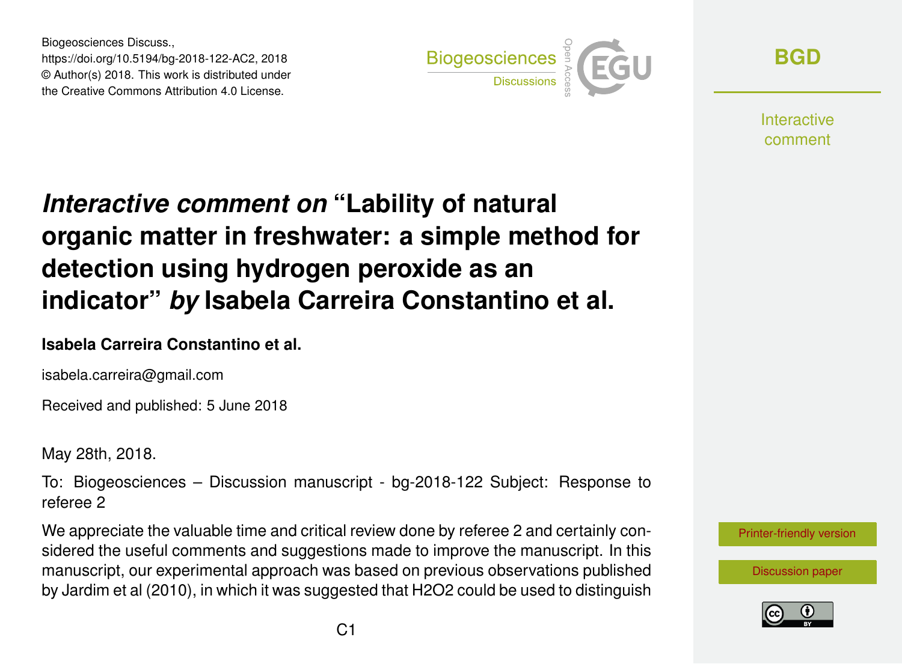# *Interactive comment on* "Lability of natural organic matter in freshwater: a simple method for detection using hydrogen peroxide as an indicator" *by* Isabela Carreira Constantino et al.

**Isabela Carreira Constantino et al.**

isabela.carreira@gmail.com

Received and published: 5 June 2018

May 28th, 2018.

To: Biogeosciences – Discussion manuscript - bg-2018-122 Subject: Response to referee 2

We appreciate the valuable time and critical review done by referee 2 and certainly considered the useful comments and suggestions made to improve the manuscript. In this manuscript, our experimental approach was based on previous observations published by Jardim et al (2010), in which it was suggested that $H_2O_2$ could be used to distinguish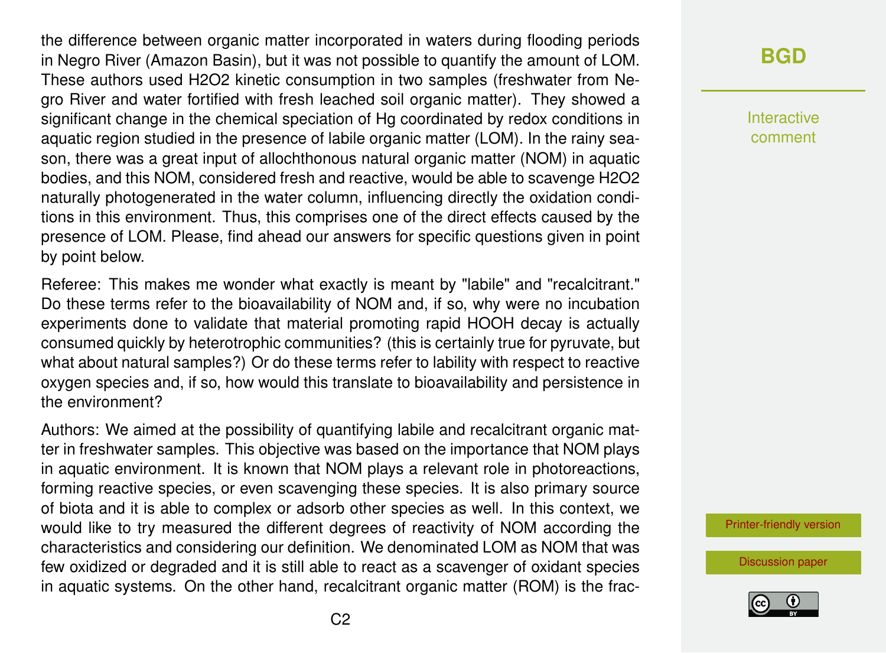the difference between organic matter incorporated in waters during flooding periods in Negro River (Amazon Basin), but it was not possible to quantify the amount of LOM. These authors used $H_2O_2$ kinetic consumption in two samples (freshwater from Negro River and water fortified with fresh leached soil organic matter). They showed a significant change in the chemical speciation of Hg coordinated by redox conditions in aquatic region studied in the presence of labile organic matter (LOM). In the rainy season, there was a great input of allochthonous natural organic matter (NOM) in aquatic bodies, and this NOM, considered fresh and reactive, would be able to scavenge $H_2O_2$ naturally photogenerated in the water column, influencing directly the oxidation conditions in this environment. Thus, this comprises one of the direct effects caused by the presence of LOM. Please, find ahead our answers for specific questions given in point by point below.

Referee: This makes me wonder what exactly is meant by "labile" and "recalcitrant." Do these terms refer to the bioavailability of NOM and, if so, why were no incubation experiments done to validate that material promoting rapid HOOH decay is actually consumed quickly by heterotrophic communities? (this is certainly true for pyruvate, but what about natural samples?) Or do these terms refer to lability with respect to reactive oxygen species and, if so, how would this translate to bioavailability and persistence in the environment?

Authors: We aimed at the possibility of quantifying labile and recalcitrant organic matter in freshwater samples. This objective was based on the importance that NOM plays in aquatic environment. It is known that NOM plays a relevant role in photoreactions, forming reactive species, or even scavenging these species. It is also primary source of biota and it is able to complex or adsorb other species as well. In this context, we would like to try measured the different degrees of reactivity of NOM according the characteristics and considering our definition. We denominated LOM as NOM that was few oxidized or degraded and it is still able to react as a scavenger of oxidant species in aquatic systems. On the other hand, recalcitrant organic matter (ROM) is the frac-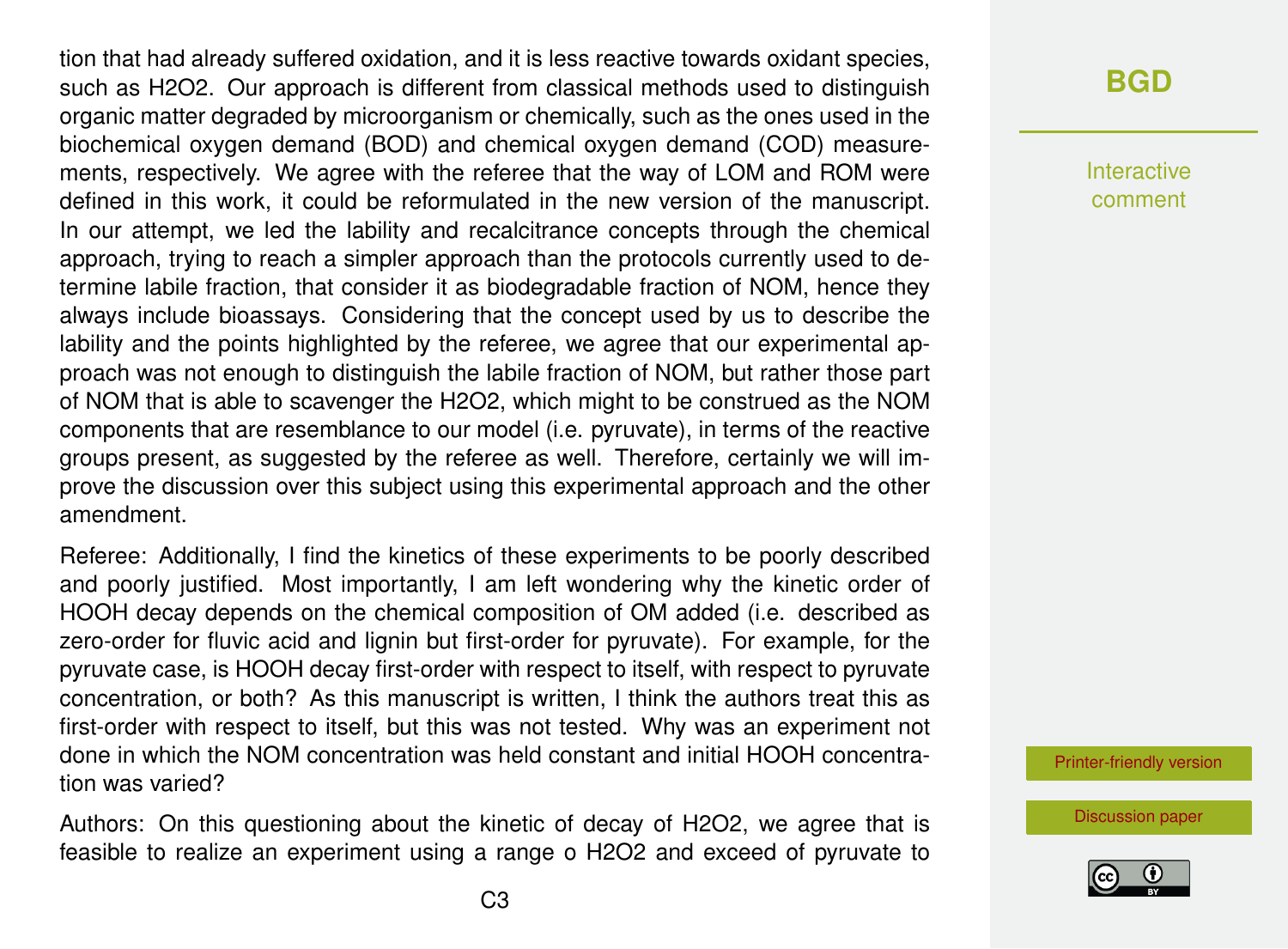tion that had already suffered oxidation, and it is less reactive towards oxidant species, such as $H_2O_2$. Our approach is different from classical methods used to distinguish organic matter degraded by microorganism or chemically, such as the ones used in the biochemical oxygen demand (BOD) and chemical oxygen demand (COD) measurements, respectively. We agree with the referee that the way of LOM and ROM were defined in this work, it could be reformulated in the new version of the manuscript. In our attempt, we led the lability and recalcitrance concepts through the chemical approach, trying to reach a simpler approach than the protocols currently used to determine labile fraction, that consider it as biodegradable fraction of NOM, hence they always include bioassays. Considering that the concept used by us to describe the lability and the points highlighted by the referee, we agree that our experimental approach was not enough to distinguish the labile fraction of NOM, but rather those part of NOM that is able to scavenger the $H_2O_2$, which might to be construed as the NOM components that are resemblance to our model (i.e. pyruvate), in terms of the reactive groups present, as suggested by the referee as well. Therefore, certainly we will improve the discussion over this subject using this experimental approach and the other amendment.

Referee: Additionally, I find the kinetics of these experiments to be poorly described and poorly justified. Most importantly, I am left wondering why the kinetic order of HOOH decay depends on the chemical composition of OM added (i.e. described as zero-order for fluvic acid and lignin but first-order for pyruvate). For example, for the pyruvate case, is HOOH decay first-order with respect to itself, with respect to pyruvate concentration, or both? As this manuscript is written, I think the authors treat this as first-order with respect to itself, but this was not tested. Why was an experiment not done in which the NOM concentration was held constant and initial HOOH concentration was varied?

Authors: On this questioning about the kinetic of decay of $H_2O_2$, we agree that is feasible to realize an experiment using a range o $H_2O_2$ and exceed of pyruvate to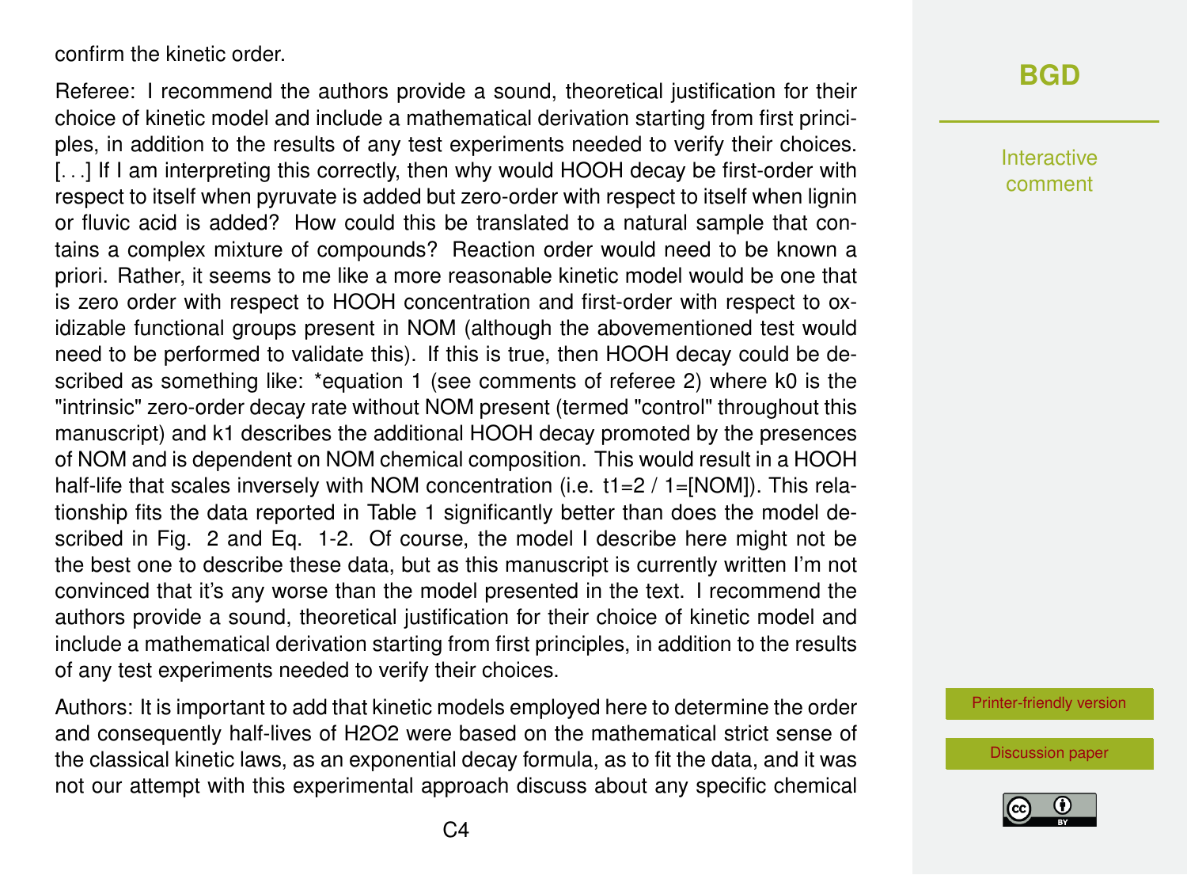confirm the kinetic order.

Referee: I recommend the authors provide a sound, theoretical justification for their choice of kinetic model and include a mathematical derivation starting from first principles, in addition to the results of any test experiments needed to verify their choices. [. . .] If I am interpreting this correctly, then why would HOOH decay be first-order with respect to itself when pyruvate is added but zero-order with respect to itself when lignin or fluvic acid is added? How could this be translated to a natural sample that contains a complex mixture of compounds? Reaction order would need to be known a priori. Rather, it seems to me like a more reasonable kinetic model would be one that is zero order with respect to HOOH concentration and first-order with respect to oxidizable functional groups present in NOM (although the abovementioned test would need to be performed to validate this). If this is true, then HOOH decay could be described as something like: *equation 1 (see comments of referee 2) where k0 is the "intrinsic" zero-order decay rate without NOM present (termed "control" throughout this manuscript) and k1 describes the additional HOOH decay promoted by the presences of NOM and is dependent on NOM chemical composition. This would result in a HOOH half-life that scales inversely with NOM concentration (i.e. t1=2 / 1=[NOM]). This relationship fits the data reported in Table 1 significantly better than does the model described in Fig. 2 and Eq. 1-2. Of course, the model I describe here might not be the best one to describe these data, but as this manuscript is currently written I'm not convinced that it's any worse than the model presented in the text. I recommend the authors provide a sound, theoretical justification for their choice of kinetic model and include a mathematical derivation starting from first principles, in addition to the results of any test experiments needed to verify their choices.

Authors: It is important to add that kinetic models employed here to determine the order and consequently half-lives of $H_2O_2$ were based on the mathematical strict sense of the classical kinetic laws, as an exponential decay formula, as to fit the data, and it was not our attempt with this experimental approach discuss about any specific chemical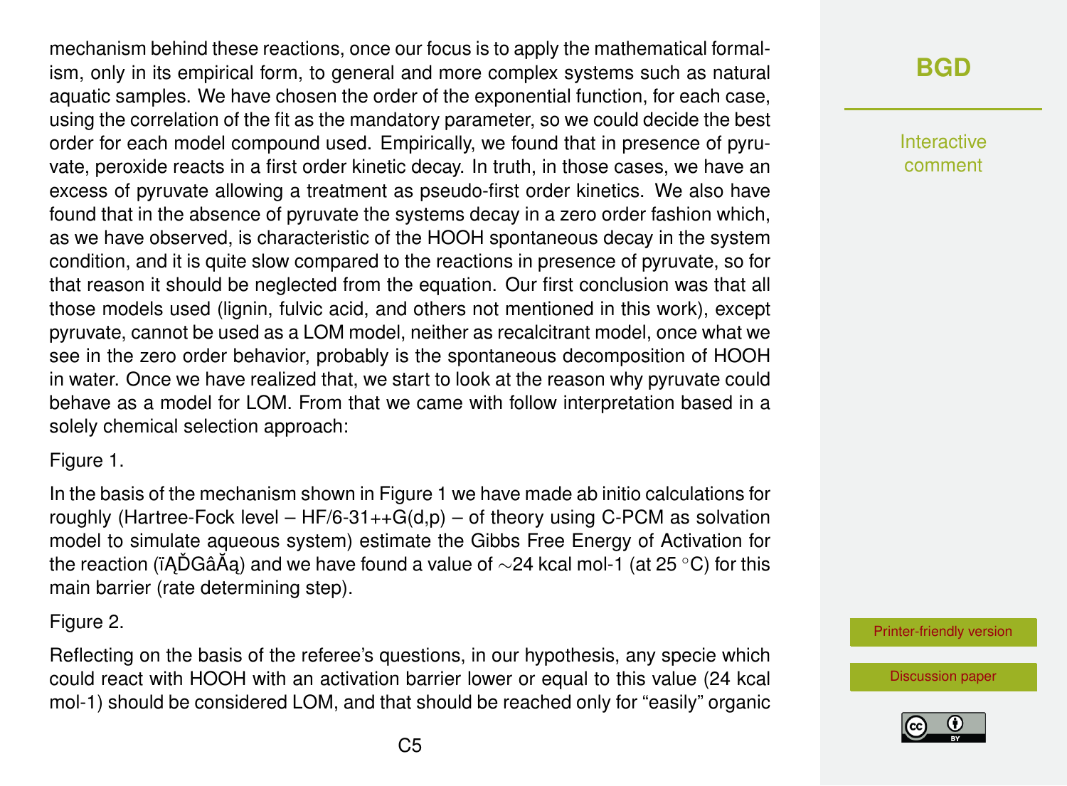mechanism behind these reactions, once our focus is to apply the mathematical formalism, only in its empirical form, to general and more complex systems such as natural aquatic samples. We have chosen the order of the exponential function, for each case, using the correlation of the fit as the mandatory parameter, so we could decide the best order for each model compound used. Empirically, we found that in presence of pyruvate, peroxide reacts in a first order kinetic decay. In truth, in those cases, we have an excess of pyruvate allowing a treatment as pseudo-first order kinetics. We also have found that in the absence of pyruvate the systems decay in a zero order fashion which, as we have observed, is characteristic of the HOOH spontaneous decay in the system condition, and it is quite slow compared to the reactions in presence of pyruvate, so for that reason it should be neglected from the equation. Our first conclusion was that all those models used (lignin, fulvic acid, and others not mentioned in this work), except pyruvate, cannot be used as a LOM model, neither as recalcitrant model, once what we see in the zero order behavior, probably is the spontaneous decomposition of HOOH in water. Once we have realized that, we start to look at the reason why pyruvate could behave as a model for LOM. From that we came with follow interpretation based in a solely chemical selection approach:

Figure 1.

In the basis of the mechanism shown in Figure 1 we have made ab initio calculations for roughly (Hartree-Fock level – HF/6-31++G(d,p) – of theory using C-PCM as solvation model to simulate aqueous system) estimate the Gibbs Free Energy of Activation for the reaction (ïĄĎGâĂą) and we have found a value of ∼24 kcal mol-1 (at 25 °C) for this main barrier (rate determining step).

Figure 2.

Reflecting on the basis of the referee's questions, in our hypothesis, any specie which could react with HOOH with an activation barrier lower or equal to this value (24 kcal mol-1) should be considered LOM, and that should be reached only for "easily" organic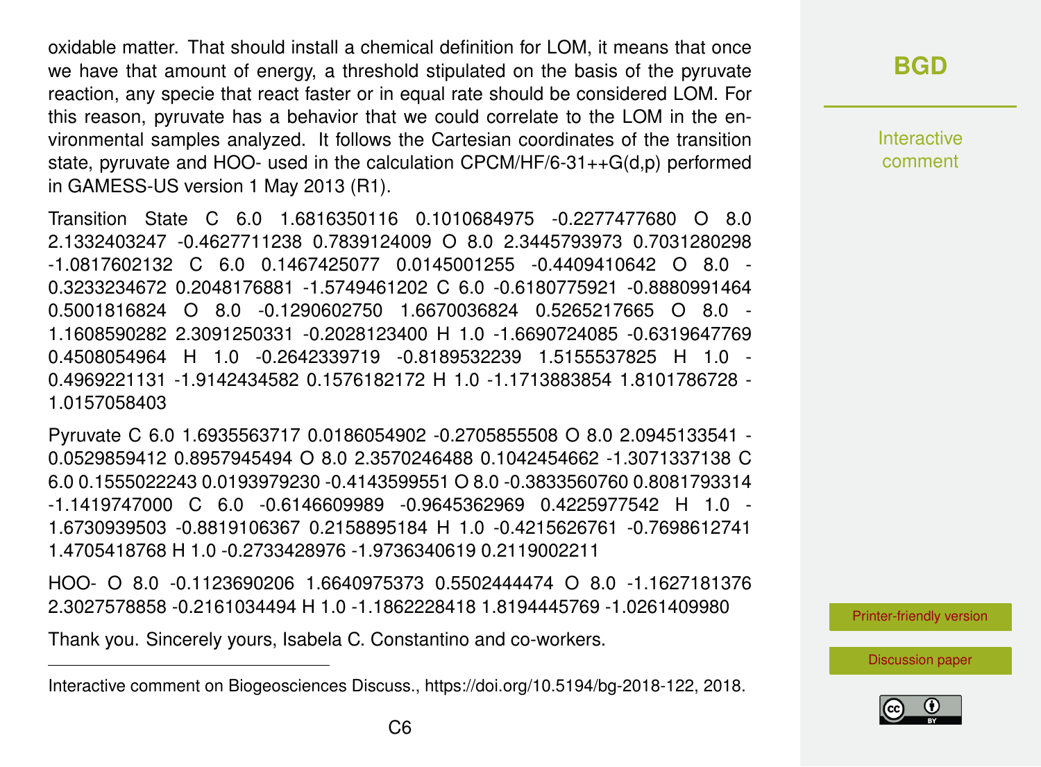oxidable matter. That should install a chemical definition for LOM, it means that once we have that amount of energy, a threshold stipulated on the basis of the pyruvate reaction, any specie that react faster or in equal rate should be considered LOM. For this reason, pyruvate has a behavior that we could correlate to the LOM in the environmental samples analyzed. It follows the Cartesian coordinates of the transition state, pyruvate and HOO- used in the calculation CPCM/HF/6-31++G(d,p) performed in GAMESS-US version 1 May 2013 (R1).

Transition State C 6.0 1.6816350116 0.1010684975 -0.2277477680 O 8.0 2.1332403247 -0.4627711238 0.7839124009 O 8.0 2.3445793973 0.7031280298 -1.0817602132 C 6.0 0.1467425077 0.0145001255 -0.4409410642 O 8.0 -0.3233234672 0.2048176881 -1.5749461202 C 6.0 -0.6180775921 -0.8880991464 0.5001816824 O 8.0 -0.1290602750 1.6670036824 0.5265217665 O 8.0 -1.1608590282 2.3091250331 -0.2028123400 H 1.0 -1.6690724085 -0.6319647769 0.4508054964 H 1.0 -0.2642339719 -0.8189532239 1.5155537825 H 1.0 -0.4969221131 -1.9142434582 0.1576182172 H 1.0 -1.1713883854 1.8101786728 -1.0157058403

Pyruvate C 6.0 1.6935563717 0.0186054902 -0.2705855508 O 8.0 2.0945133541 -0.0529859412 0.8957945494 O 8.0 2.3570246488 0.1042454662 -1.3071337138 C 6.0 0.1555022243 0.0193979230 -0.4143599551 O 8.0 -0.3833560760 0.8081793314 -1.1419747000 C 6.0 -0.6146609989 -0.9645362969 0.4225977542 H 1.0 -1.6730939503 -0.8819106367 0.2158895184 H 1.0 -0.4215626761 -0.7698612741 1.4705418768 H 1.0 -0.2733428976 -1.9736340619 0.2119002211

HOO- O 8.0 -0.1123690206 1.6640975373 0.5502444474 O 8.0 -1.1627181376 2.3027578858 -0.2161034494 H 1.0 -1.1862228418 1.8194445769 -1.0261409980

Thank you. Sincerely yours, Isabela C. Constantino and co-workers.

---

Interactive comment on Biogeosciences Discuss., https://doi.org/10.5194/bg-2018-122, 2018.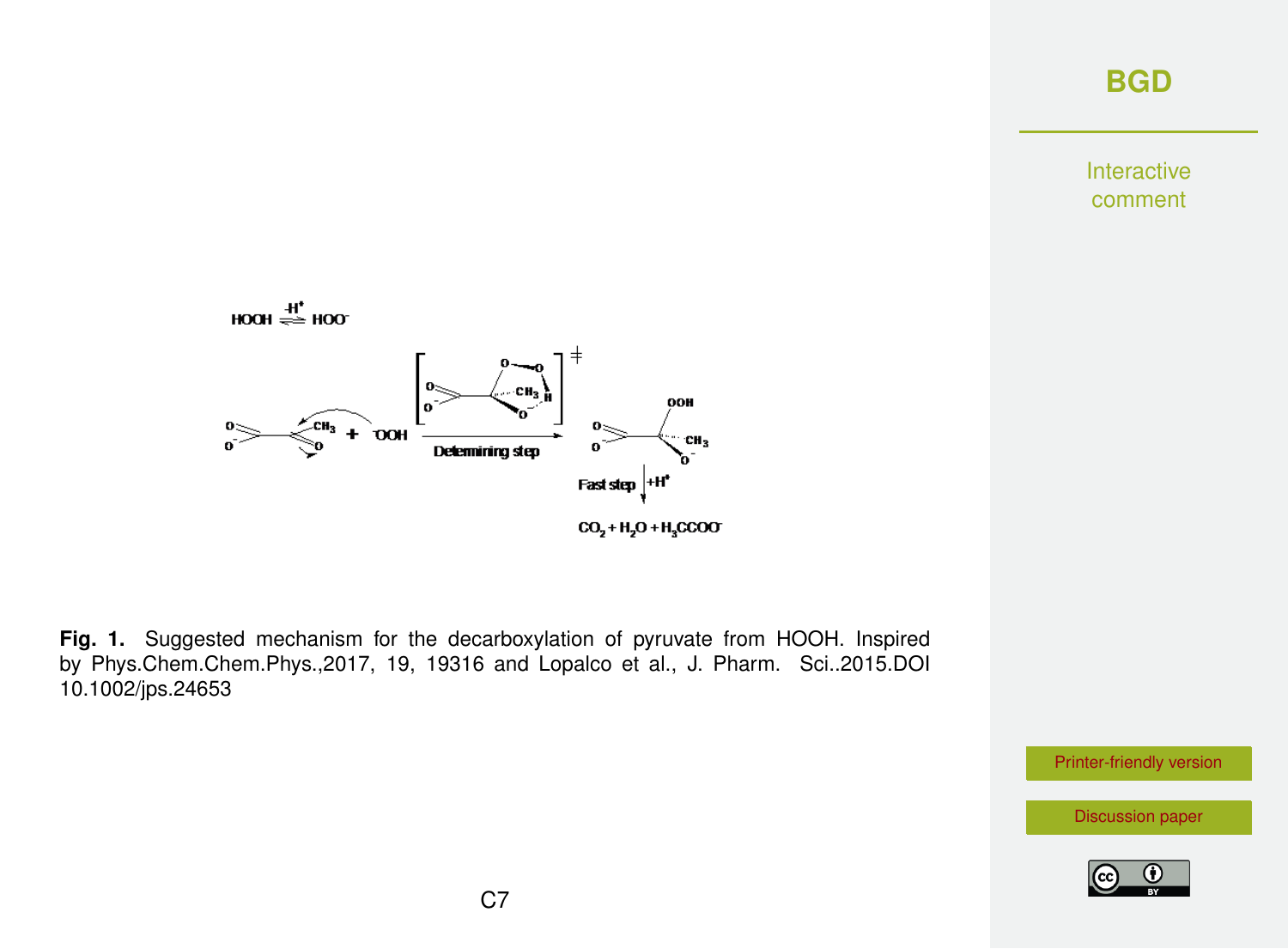$HOOH \overset{-H^+}{\rightleftharpoons} HOO^-$

Determining step

Fast step $+H^+$

$CO_2 + H_2O + H_3CCOO^-$

**Fig. 1.** Suggested mechanism for the decarboxylation of pyruvate from HOOH. Inspired by Phys.Chem.Chem.Phys.,2017, 19, 19316 and Lopalco et al., J. Pharm. Sci..2015.DOI 10.1002/jps.24653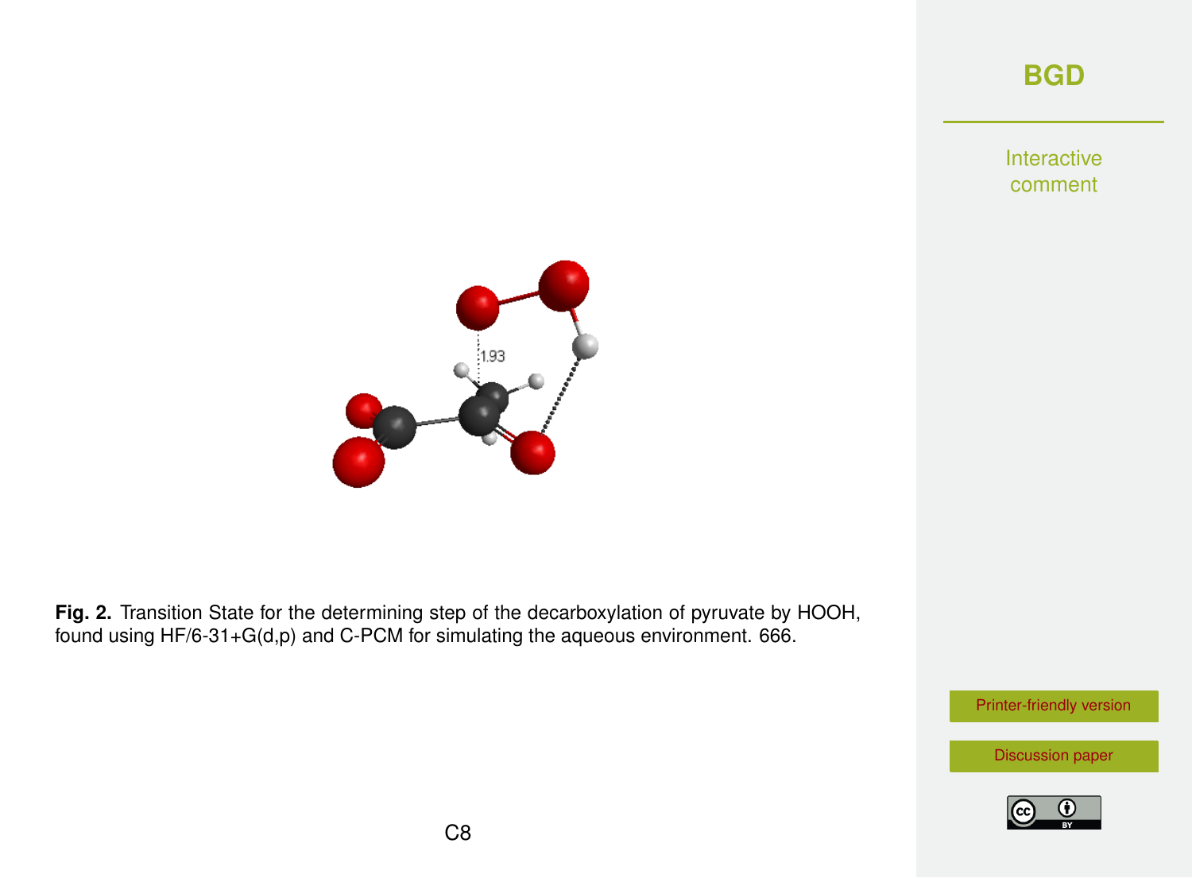1.93

**Fig. 2.** Transition State for the determining step of the decarboxylation of pyruvate by HOOH, found using HF/6-31+G(d,p) and C-PCM for simulating the aqueous environment. 666.